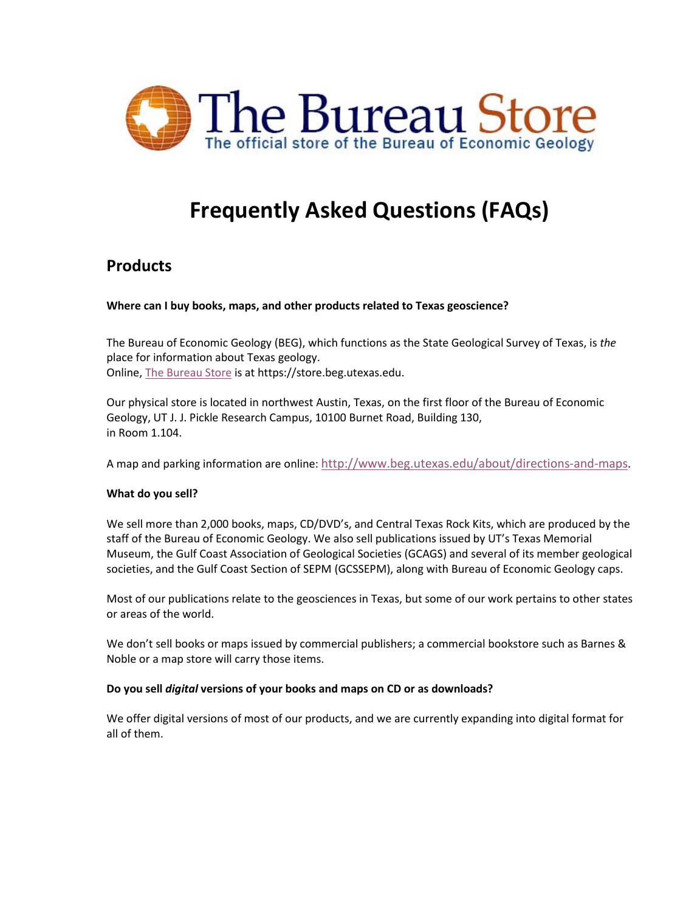# The Bureau Store

The official store of the Bureau of Economic Geology

# Frequently Asked Questions (FAQs)

## Products

**Where can I buy books, maps, and other products related to Texas geoscience?**

The Bureau of Economic Geology (BEG), which functions as the State Geological Survey of Texas, is *the* place for information about Texas geology.
Online, [The Bureau Store](https://store.beg.utexas.edu) is at https://store.beg.utexas.edu.

Our physical store is located in northwest Austin, Texas, on the first floor of the Bureau of Economic Geology, UT J. J. Pickle Research Campus, 10100 Burnet Road, Building 130, in Room 1.104.

A map and parking information are online: [http://www.beg.utexas.edu/about/directions-and-maps](http://www.beg.utexas.edu/about/directions-and-maps).

**What do you sell?**

We sell more than 2,000 books, maps, CD/DVD's, and Central Texas Rock Kits, which are produced by the staff of the Bureau of Economic Geology. We also sell publications issued by UT's Texas Memorial Museum, the Gulf Coast Association of Geological Societies (GCAGS) and several of its member geological societies, and the Gulf Coast Section of SEPM (GCSSEPM), along with Bureau of Economic Geology caps.

Most of our publications relate to the geosciences in Texas, but some of our work pertains to other states or areas of the world.

We don't sell books or maps issued by commercial publishers; a commercial bookstore such as Barnes & Noble or a map store will carry those items.

**Do you sell *digital* versions of your books and maps on CD or as downloads?**

We offer digital versions of most of our products, and we are currently expanding into digital format for all of them.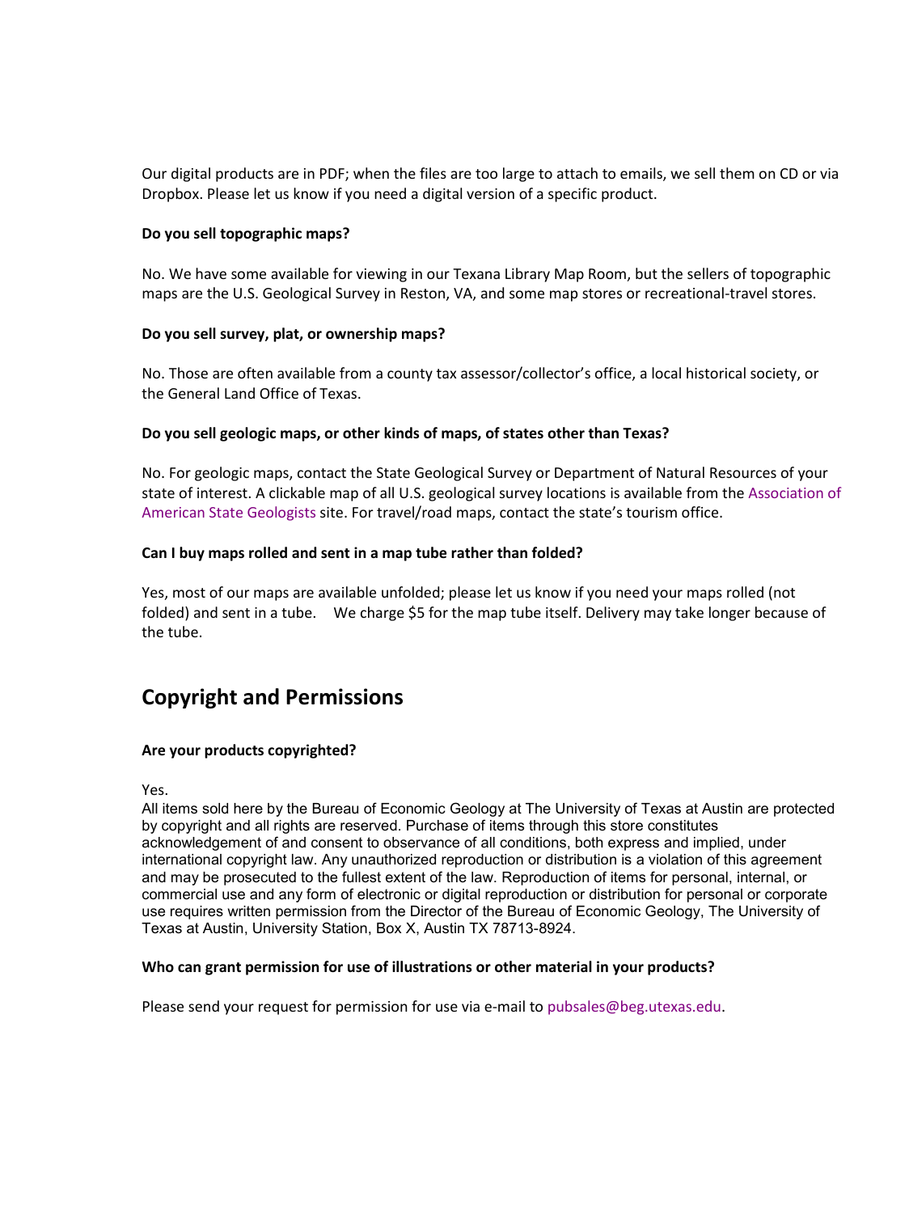Our digital products are in PDF; when the files are too large to attach to emails, we sell them on CD or via Dropbox. Please let us know if you need a digital version of a specific product.

**Do you sell topographic maps?**

No. We have some available for viewing in our Texana Library Map Room, but the sellers of topographic maps are the U.S. Geological Survey in Reston, VA, and some map stores or recreational-travel stores.

**Do you sell survey, plat, or ownership maps?**

No. Those are often available from a county tax assessor/collector's office, a local historical society, or the General Land Office of Texas.

**Do you sell geologic maps, or other kinds of maps, of states other than Texas?**

No. For geologic maps, contact the State Geological Survey or Department of Natural Resources of your state of interest. A clickable map of all U.S. geological survey locations is available from the Association of American State Geologists site. For travel/road maps, contact the state's tourism office.

**Can I buy maps rolled and sent in a map tube rather than folded?**

Yes, most of our maps are available unfolded; please let us know if you need your maps rolled (not folded) and sent in a tube. We charge $5 for the map tube itself. Delivery may take longer because of the tube.

## Copyright and Permissions

**Are your products copyrighted?**

Yes.
All items sold here by the Bureau of Economic Geology at The University of Texas at Austin are protected by copyright and all rights are reserved. Purchase of items through this store constitutes acknowledgement of and consent to observance of all conditions, both express and implied, under international copyright law. Any unauthorized reproduction or distribution is a violation of this agreement and may be prosecuted to the fullest extent of the law. Reproduction of items for personal, internal, or commercial use and any form of electronic or digital reproduction or distribution for personal or corporate use requires written permission from the Director of the Bureau of Economic Geology, The University of Texas at Austin, University Station, Box X, Austin TX 78713-8924.

**Who can grant permission for use of illustrations or other material in your products?**

Please send your request for permission for use via e-mail to pubsales@beg.utexas.edu.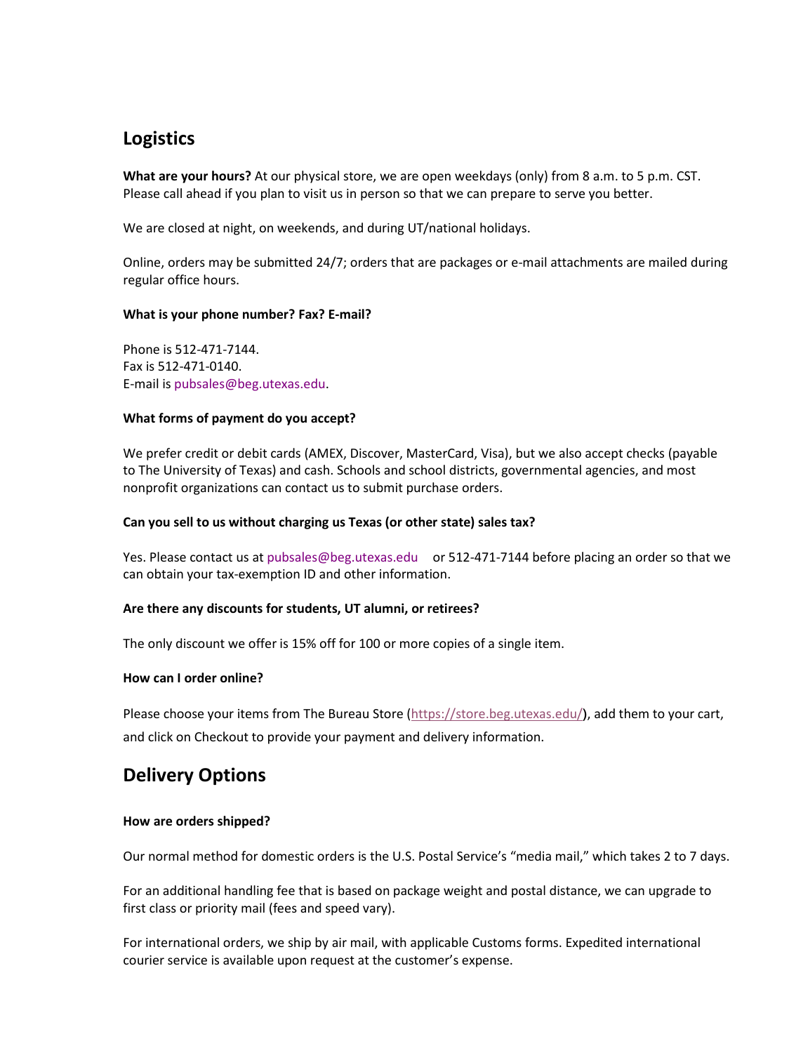## Logistics

**What are your hours?** At our physical store, we are open weekdays (only) from 8 a.m. to 5 p.m. CST. Please call ahead if you plan to visit us in person so that we can prepare to serve you better.

We are closed at night, on weekends, and during UT/national holidays.

Online, orders may be submitted 24/7; orders that are packages or e-mail attachments are mailed during regular office hours.

**What is your phone number? Fax? E-mail?**

Phone is 512-471-7144.
Fax is 512-471-0140.
E-mail is pubsales@beg.utexas.edu.

**What forms of payment do you accept?**

We prefer credit or debit cards (AMEX, Discover, MasterCard, Visa), but we also accept checks (payable to The University of Texas) and cash. Schools and school districts, governmental agencies, and most nonprofit organizations can contact us to submit purchase orders.

**Can you sell to us without charging us Texas (or other state) sales tax?**

Yes. Please contact us at pubsales@beg.utexas.edu or 512-471-7144 before placing an order so that we can obtain your tax-exemption ID and other information.

**Are there any discounts for students, UT alumni, or retirees?**

The only discount we offer is 15% off for 100 or more copies of a single item.

**How can I order online?**

Please choose your items from The Bureau Store (https://store.beg.utexas.edu/), add them to your cart, and click on Checkout to provide your payment and delivery information.

## Delivery Options

**How are orders shipped?**

Our normal method for domestic orders is the U.S. Postal Service's "media mail," which takes 2 to 7 days.

For an additional handling fee that is based on package weight and postal distance, we can upgrade to first class or priority mail (fees and speed vary).

For international orders, we ship by air mail, with applicable Customs forms. Expedited international courier service is available upon request at the customer's expense.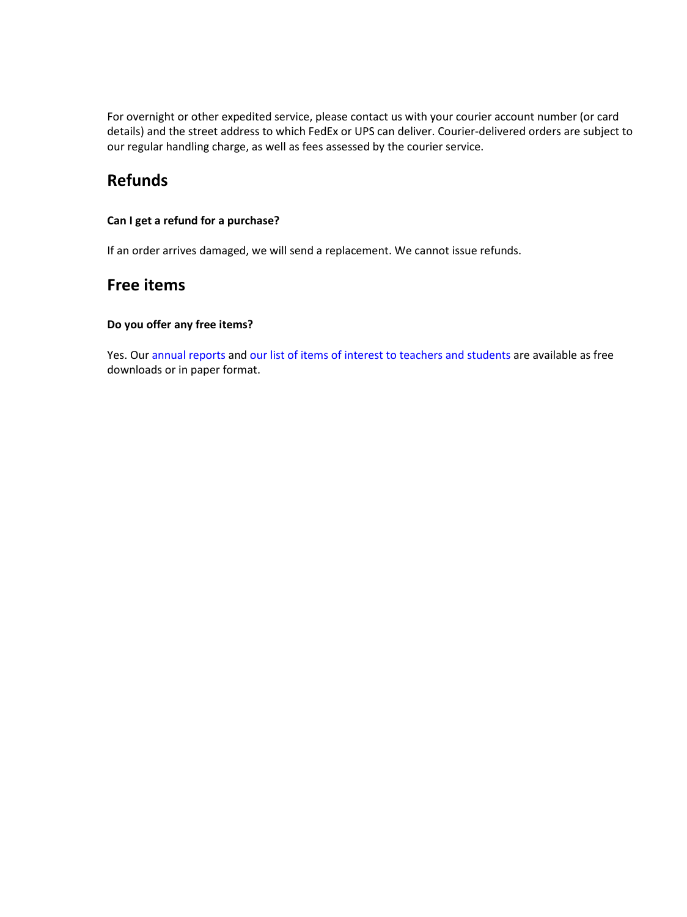For overnight or other expedited service, please contact us with your courier account number (or card details) and the street address to which FedEx or UPS can deliver. Courier-delivered orders are subject to our regular handling charge, as well as fees assessed by the courier service.

## Refunds

**Can I get a refund for a purchase?**

If an order arrives damaged, we will send a replacement. We cannot issue refunds.

## Free items

**Do you offer any free items?**

Yes. Our annual reports and our list of items of interest to teachers and students are available as free downloads or in paper format.